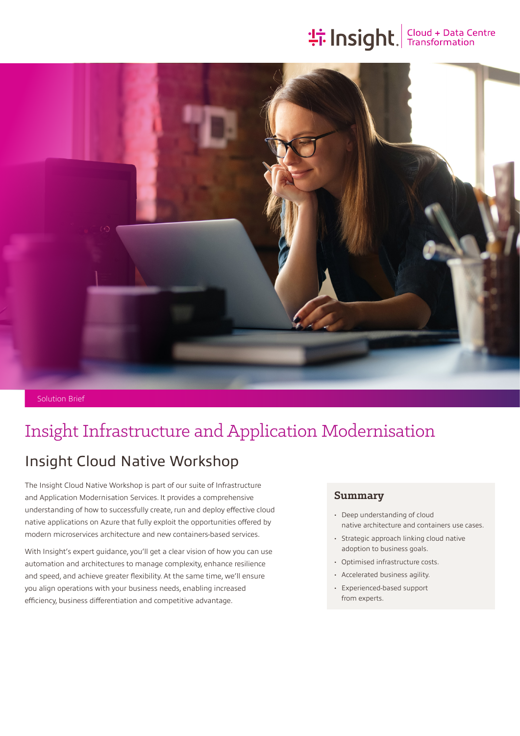Insight. Cloud + Data Centre Transformation

Solution Brief

# Insight Infrastructure and Application Modernisation

## Insight Cloud Native Workshop

The Insight Cloud Native Workshop is part of our suite of Infrastructure and Application Modernisation Services. It provides a comprehensive understanding of how to successfully create, run and deploy effective cloud native applications on Azure that fully exploit the opportunities offered by modern microservices architecture and new containers-based services.

With Insight's expert guidance, you'll get a clear vision of how you can use automation and architectures to manage complexity, enhance resilience and speed, and achieve greater flexibility. At the same time, we'll ensure you align operations with your business needs, enabling increased efficiency, business differentiation and competitive advantage.

### Summary

- Deep understanding of cloud native architecture and containers use cases.
- Strategic approach linking cloud native adoption to business goals.
- Optimised infrastructure costs.
- Accelerated business agility.
- Experienced-based support from experts.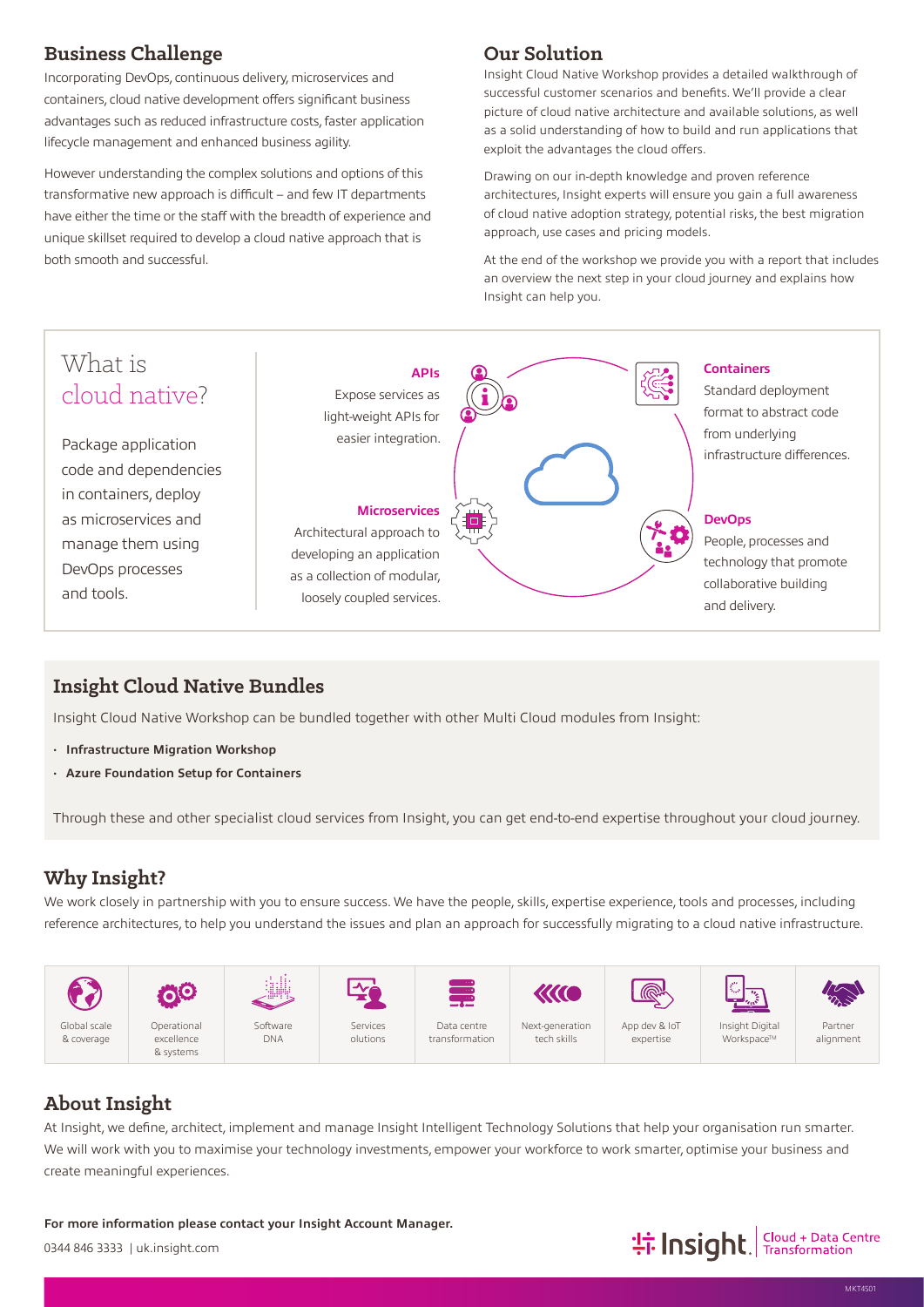## Business Challenge

Incorporating DevOps, continuous delivery, microservices and containers, cloud native development offers significant business advantages such as reduced infrastructure costs, faster application lifecycle management and enhanced business agility.

However understanding the complex solutions and options of this transformative new approach is difficult – and few IT departments have either the time or the staff with the breadth of experience and unique skillset required to develop a cloud native approach that is both smooth and successful.

## Our Solution

Insight Cloud Native Workshop provides a detailed walkthrough of successful customer scenarios and benefits. We'll provide a clear picture of cloud native architecture and available solutions, as well as a solid understanding of how to build and run applications that exploit the advantages the cloud offers.

Drawing on our in-depth knowledge and proven reference architectures, Insight experts will ensure you gain a full awareness of cloud native adoption strategy, potential risks, the best migration approach, use cases and pricing models.

At the end of the workshop we provide you with a report that includes an overview the next step in your cloud journey and explains how Insight can help you.

## What is cloud native?

Package application code and dependencies in containers, deploy as microservices and manage them using DevOps processes and tools.

**APIs**
Expose services as light-weight APIs for easier integration.

**Microservices**
Architectural approach to developing an application as a collection of modular, loosely coupled services.

**Containers**
Standard deployment format to abstract code from underlying infrastructure differences.

**DevOps**
People, processes and technology that promote collaborative building and delivery.

## Insight Cloud Native Bundles

Insight Cloud Native Workshop can be bundled together with other Multi Cloud modules from Insight:

- **Infrastructure Migration Workshop**
- **Azure Foundation Setup for Containers**

Through these and other specialist cloud services from Insight, you can get end-to-end expertise throughout your cloud journey.

## Why Insight?

We work closely in partnership with you to ensure success. We have the people, skills, expertise experience, tools and processes, including reference architectures, to help you understand the issues and plan an approach for successfully migrating to a cloud native infrastructure.

Global scale & coverage
Operational excellence & systems
Software DNA
Services olutions
Data centre transformation
Next-generation tech skills
App dev & IoT expertise
Insight Digital Workspace™
Partner alignment

## About Insight

At Insight, we define, architect, implement and manage Insight Intelligent Technology Solutions that help your organisation run smarter. We will work with you to maximise your technology investments, empower your workforce to work smarter, optimise your business and create meaningful experiences.

**For more information please contact your Insight Account Manager.**

0344 846 3333 | uk.insight.com

Insight. Cloud + Data Centre Transformation

MKT4501